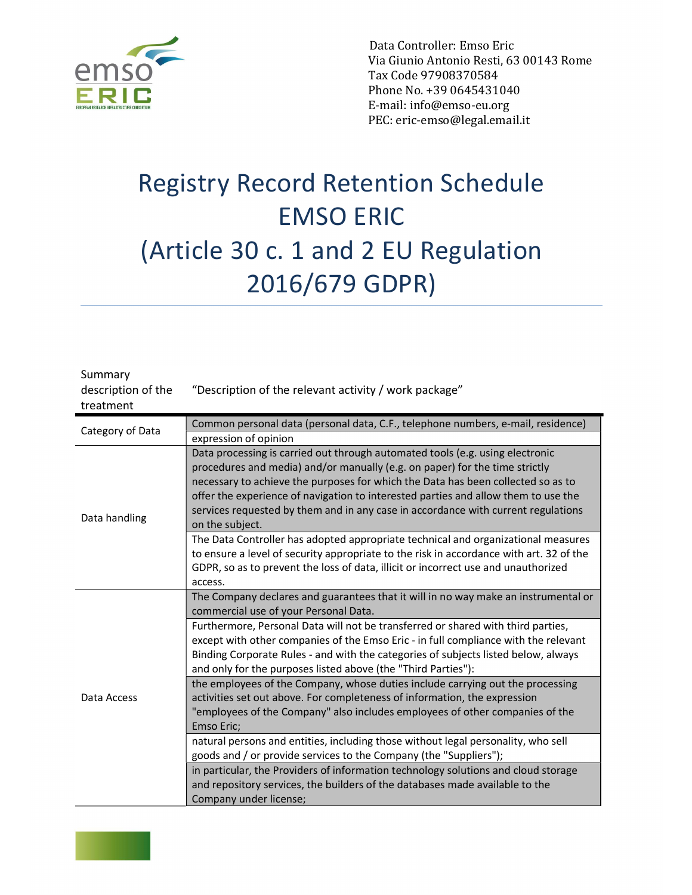Data Controller: Emso Eric
Via Giunio Antonio Resti, 63 00143 Rome
Tax Code 97908370584
Phone No. +39 0645431040
E-mail: info@emso-eu.org
PEC: eric-emso@legal.email.it

# Registry Record Retention Schedule EMSO ERIC (Article 30 c. 1 and 2 EU Regulation 2016/679 GDPR)

| Summary description of the treatment | "Description of the relevant activity / work package" |
|---|---|
| Category of Data | Common personal data (personal data, C.F., telephone numbers, e-mail, residence) |
| | expression of opinion |
| Data handling | Data processing is carried out through automated tools (e.g. using electronic procedures and media) and/or manually (e.g. on paper) for the time strictly necessary to achieve the purposes for which the Data has been collected so as to offer the experience of navigation to interested parties and allow them to use the services requested by them and in any case in accordance with current regulations on the subject. |
| | The Data Controller has adopted appropriate technical and organizational measures to ensure a level of security appropriate to the risk in accordance with art. 32 of the GDPR, so as to prevent the loss of data, illicit or incorrect use and unauthorized access. |
| Data Access | The Company declares and guarantees that it will in no way make an instrumental or commercial use of your Personal Data. |
| | Furthermore, Personal Data will not be transferred or shared with third parties, except with other companies of the Emso Eric - in full compliance with the relevant Binding Corporate Rules - and with the categories of subjects listed below, always and only for the purposes listed above (the "Third Parties"): |
| | the employees of the Company, whose duties include carrying out the processing activities set out above. For completeness of information, the expression "employees of the Company" also includes employees of other companies of the Emso Eric; |
| | natural persons and entities, including those without legal personality, who sell goods and / or provide services to the Company (the "Suppliers"); |
| | in particular, the Providers of information technology solutions and cloud storage and repository services, the builders of the databases made available to the Company under license; |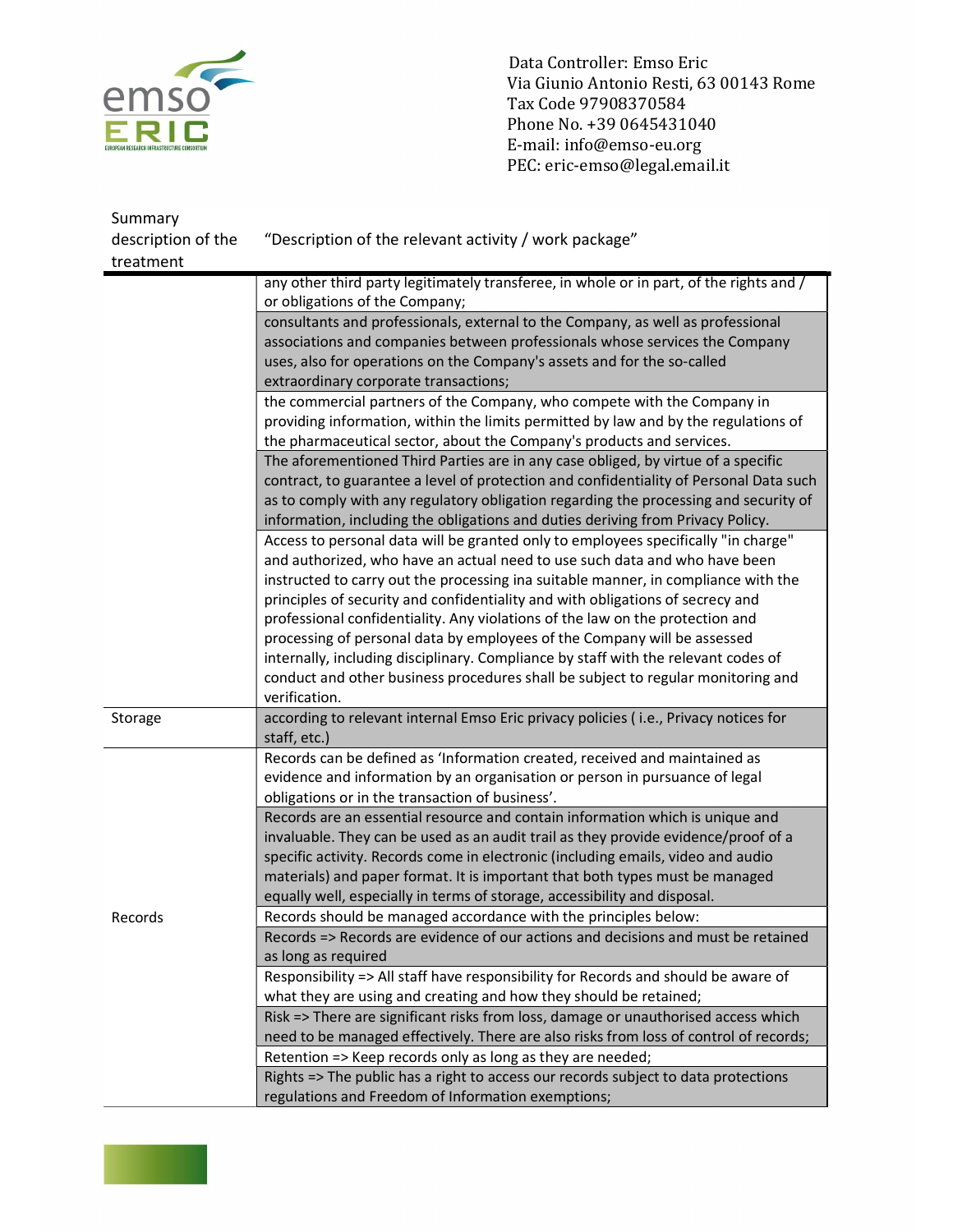Data Controller: Emso Eric
Via Giunio Antonio Resti, 63 00143 Rome
Tax Code 97908370584
Phone No. +39 0645431040
E-mail: info@emso-eu.org
PEC: eric-emso@legal.email.it

| Summary description of the treatment | "Description of the relevant activity / work package" |
| --- | --- |
| | any other third party legitimately transferee, in whole or in part, of the rights and / or obligations of the Company; |
| | consultants and professionals, external to the Company, as well as professional associations and companies between professionals whose services the Company uses, also for operations on the Company's assets and for the so-called extraordinary corporate transactions; |
| | the commercial partners of the Company, who compete with the Company in providing information, within the limits permitted by law and by the regulations of the pharmaceutical sector, about the Company's products and services. |
| | The aforementioned Third Parties are in any case obliged, by virtue of a specific contract, to guarantee a level of protection and confidentiality of Personal Data such as to comply with any regulatory obligation regarding the processing and security of information, including the obligations and duties deriving from Privacy Policy. |
| | Access to personal data will be granted only to employees specifically "in charge" and authorized, who have an actual need to use such data and who have been instructed to carry out the processing ina suitable manner, in compliance with the principles of security and confidentiality and with obligations of secrecy and professional confidentiality. Any violations of the law on the protection and processing of personal data by employees of the Company will be assessed internally, including disciplinary. Compliance by staff with the relevant codes of conduct and other business procedures shall be subject to regular monitoring and verification. |
| Storage | according to relevant internal Emso Eric privacy policies ( i.e., Privacy notices for staff, etc.) |
| Records | Records can be defined as 'Information created, received and maintained as evidence and information by an organisation or person in pursuance of legal obligations or in the transaction of business'. |
| | Records are an essential resource and contain information which is unique and invaluable. They can be used as an audit trail as they provide evidence/proof of a specific activity. Records come in electronic (including emails, video and audio materials) and paper format. It is important that both types must be managed equally well, especially in terms of storage, accessibility and disposal. |
| | Records should be managed accordance with the principles below: |
| | Records => Records are evidence of our actions and decisions and must be retained as long as required |
| | Responsibility => All staff have responsibility for Records and should be aware of what they are using and creating and how they should be retained; |
| | Risk => There are significant risks from loss, damage or unauthorised access which need to be managed effectively. There are also risks from loss of control of records; |
| | Retention => Keep records only as long as they are needed; |
| | Rights => The public has a right to access our records subject to data protections regulations and Freedom of Information exemptions; |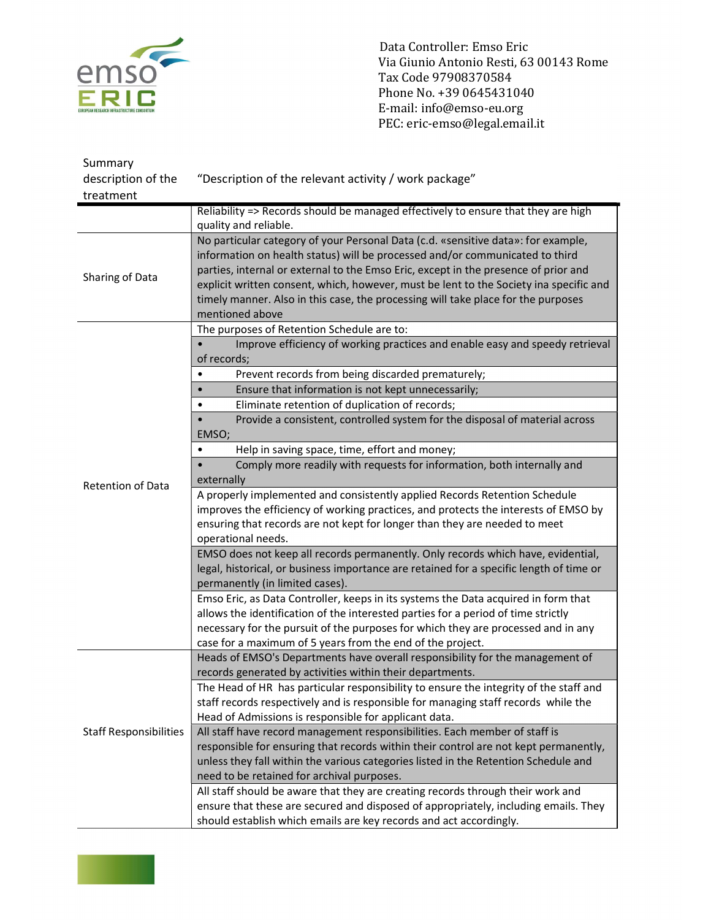Data Controller: Emso Eric
Via Giunio Antonio Resti, 63 00143 Rome
Tax Code 97908370584
Phone No. +39 0645431040
E-mail: info@emso-eu.org
PEC: eric-emso@legal.email.it

| Summary description of the treatment | "Description of the relevant activity / work package" |
|---|---|
| | Reliability => Records should be managed effectively to ensure that they are high quality and reliable. |
| Sharing of Data | No particular category of your Personal Data (c.d. «sensitive data»: for example, information on health status) will be processed and/or communicated to third parties, internal or external to the Emso Eric, except in the presence of prior and explicit written consent, which, however, must be lent to the Society ina specific and timely manner. Also in this case, the processing will take place for the purposes mentioned above |
| Retention of Data | The purposes of Retention Schedule are to: |
| | • Improve efficiency of working practices and enable easy and speedy retrieval of records; |
| | • Prevent records from being discarded prematurely; |
| | • Ensure that information is not kept unnecessarily; |
| | • Eliminate retention of duplication of records; |
| | • Provide a consistent, controlled system for the disposal of material across EMSO; |
| | • Help in saving space, time, effort and money; |
| | • Comply more readily with requests for information, both internally and externally |
| | A properly implemented and consistently applied Records Retention Schedule improves the efficiency of working practices, and protects the interests of EMSO by ensuring that records are not kept for longer than they are needed to meet operational needs. |
| | EMSO does not keep all records permanently. Only records which have, evidential, legal, historical, or business importance are retained for a specific length of time or permanently (in limited cases). |
| | Emso Eric, as Data Controller, keeps in its systems the Data acquired in form that allows the identification of the interested parties for a period of time strictly necessary for the pursuit of the purposes for which they are processed and in any case for a maximum of 5 years from the end of the project. |
| Staff Responsibilities | Heads of EMSO's Departments have overall responsibility for the management of records generated by activities within their departments. |
| | The Head of HR has particular responsibility to ensure the integrity of the staff and staff records respectively and is responsible for managing staff records while the Head of Admissions is responsible for applicant data. |
| | All staff have record management responsibilities. Each member of staff is responsible for ensuring that records within their control are not kept permanently, unless they fall within the various categories listed in the Retention Schedule and need to be retained for archival purposes. |
| | All staff should be aware that they are creating records through their work and ensure that these are secured and disposed of appropriately, including emails. They should establish which emails are key records and act accordingly. |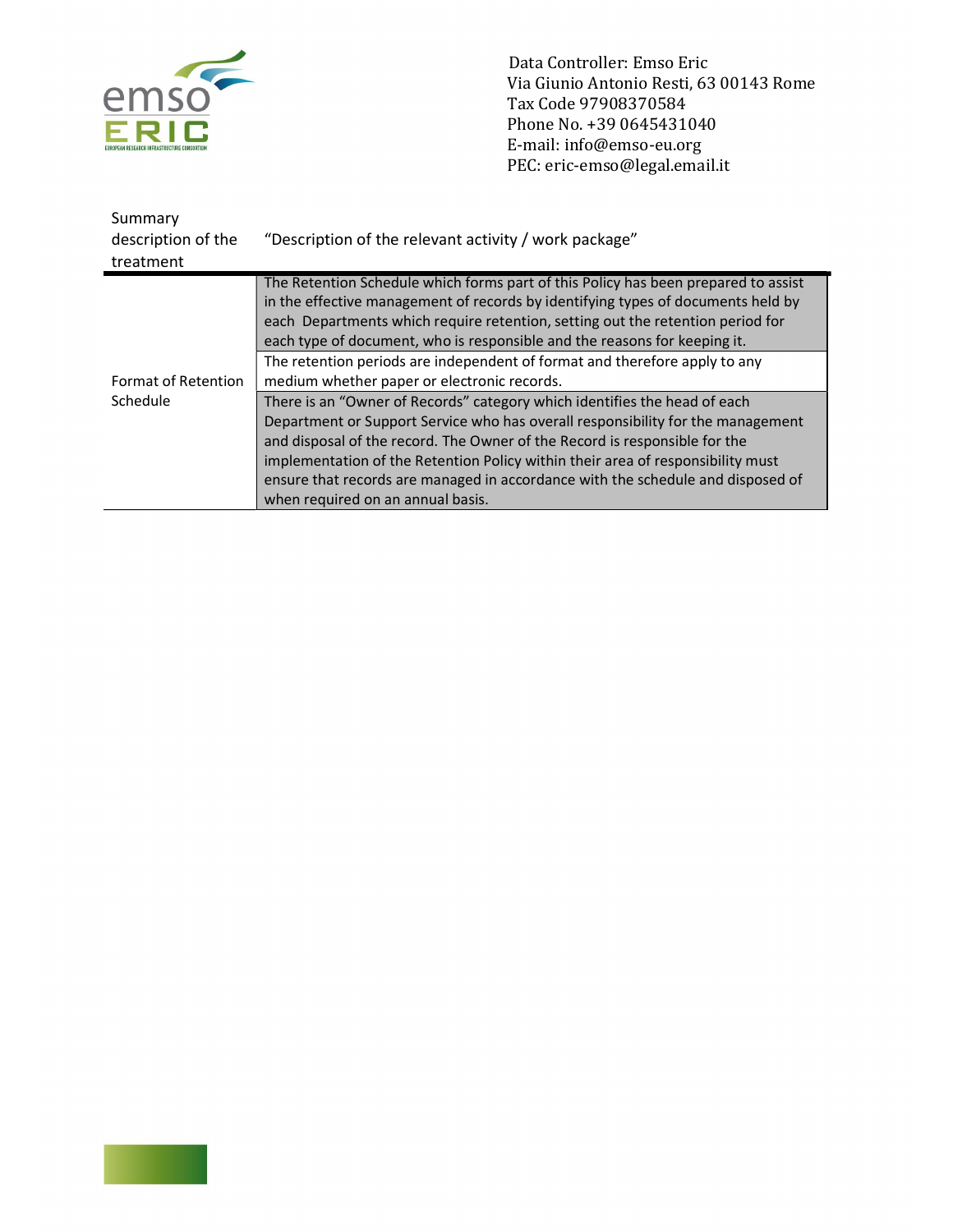Data Controller: Emso Eric
Via Giunio Antonio Resti, 63 00143 Rome
Tax Code 97908370584
Phone No. +39 0645431040
E-mail: info@emso-eu.org
PEC: eric-emso@legal.email.it

| Summary description of the treatment | "Description of the relevant activity / work package" |
|---|---|
| Format of Retention Schedule | The Retention Schedule which forms part of this Policy has been prepared to assist in the effective management of records by identifying types of documents held by each Departments which require retention, setting out the retention period for each type of document, who is responsible and the reasons for keeping it. |
| | The retention periods are independent of format and therefore apply to any medium whether paper or electronic records. |
| | There is an "Owner of Records" category which identifies the head of each Department or Support Service who has overall responsibility for the management and disposal of the record. The Owner of the Record is responsible for the implementation of the Retention Policy within their area of responsibility must ensure that records are managed in accordance with the schedule and disposed of when required on an annual basis. |